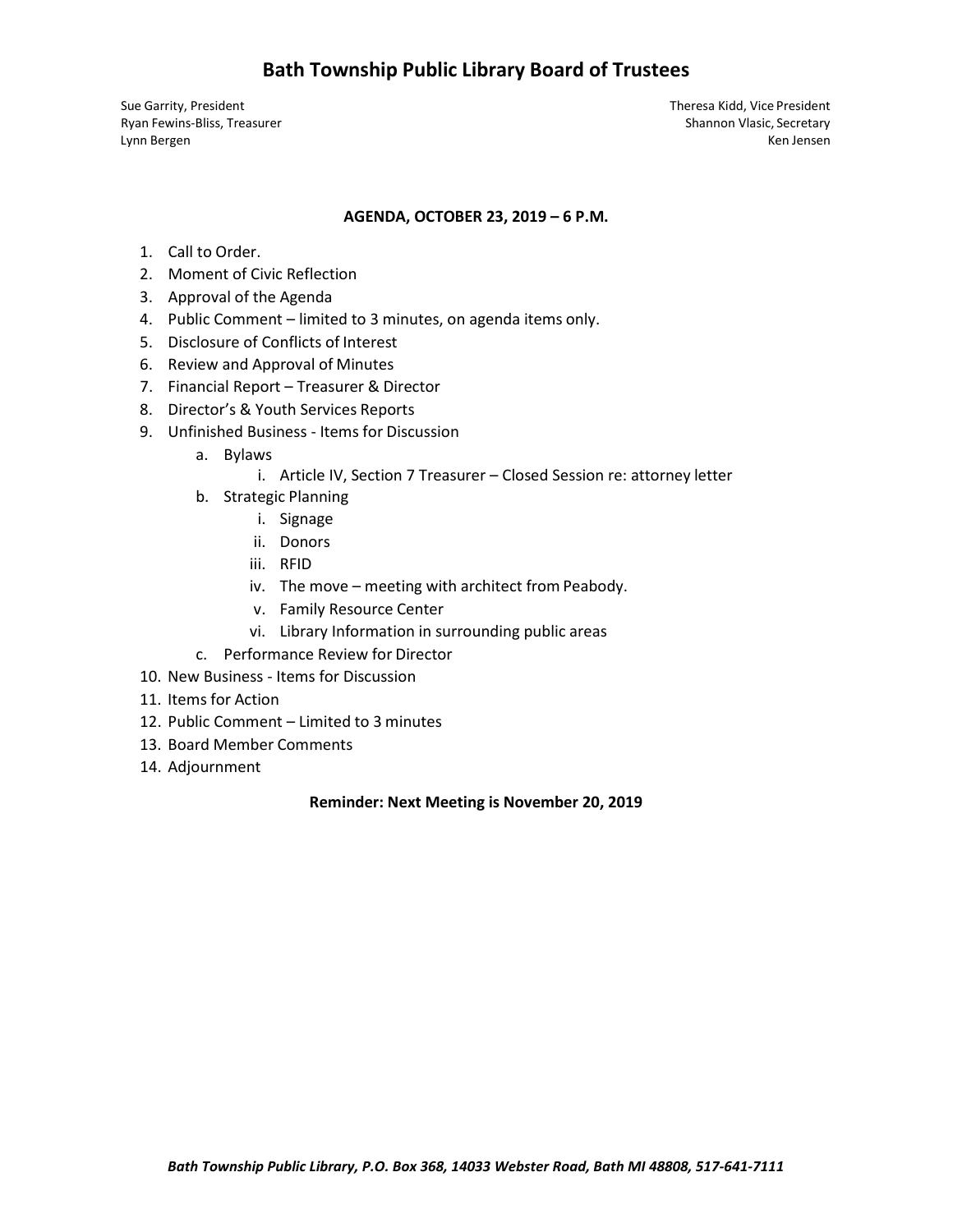# Bath Township Public Library Board of Trustees

Sue Garrity, President
Ryan Fewins-Bliss, Treasurer
Lynn Bergen

Theresa Kidd, Vice President
Shannon Vlasic, Secretary
Ken Jensen

**AGENDA, OCTOBER 23, 2019 – 6 P.M.**

1. Call to Order.
2. Moment of Civic Reflection
3. Approval of the Agenda
4. Public Comment – limited to 3 minutes, on agenda items only.
5. Disclosure of Conflicts of Interest
6. Review and Approval of Minutes
7. Financial Report – Treasurer & Director
8. Director's & Youth Services Reports
9. Unfinished Business - Items for Discussion
    a. Bylaws
        i. Article IV, Section 7 Treasurer – Closed Session re: attorney letter
    b. Strategic Planning
        i. Signage
        ii. Donors
        iii. RFID
        iv. The move – meeting with architect from Peabody.
        v. Family Resource Center
        vi. Library Information in surrounding public areas
    c. Performance Review for Director
10. New Business - Items for Discussion
11. Items for Action
12. Public Comment – Limited to 3 minutes
13. Board Member Comments
14. Adjournment

**Reminder: Next Meeting is November 20, 2019**

***Bath Township Public Library, P.O. Box 368, 14033 Webster Road, Bath MI 48808, 517-641-7111***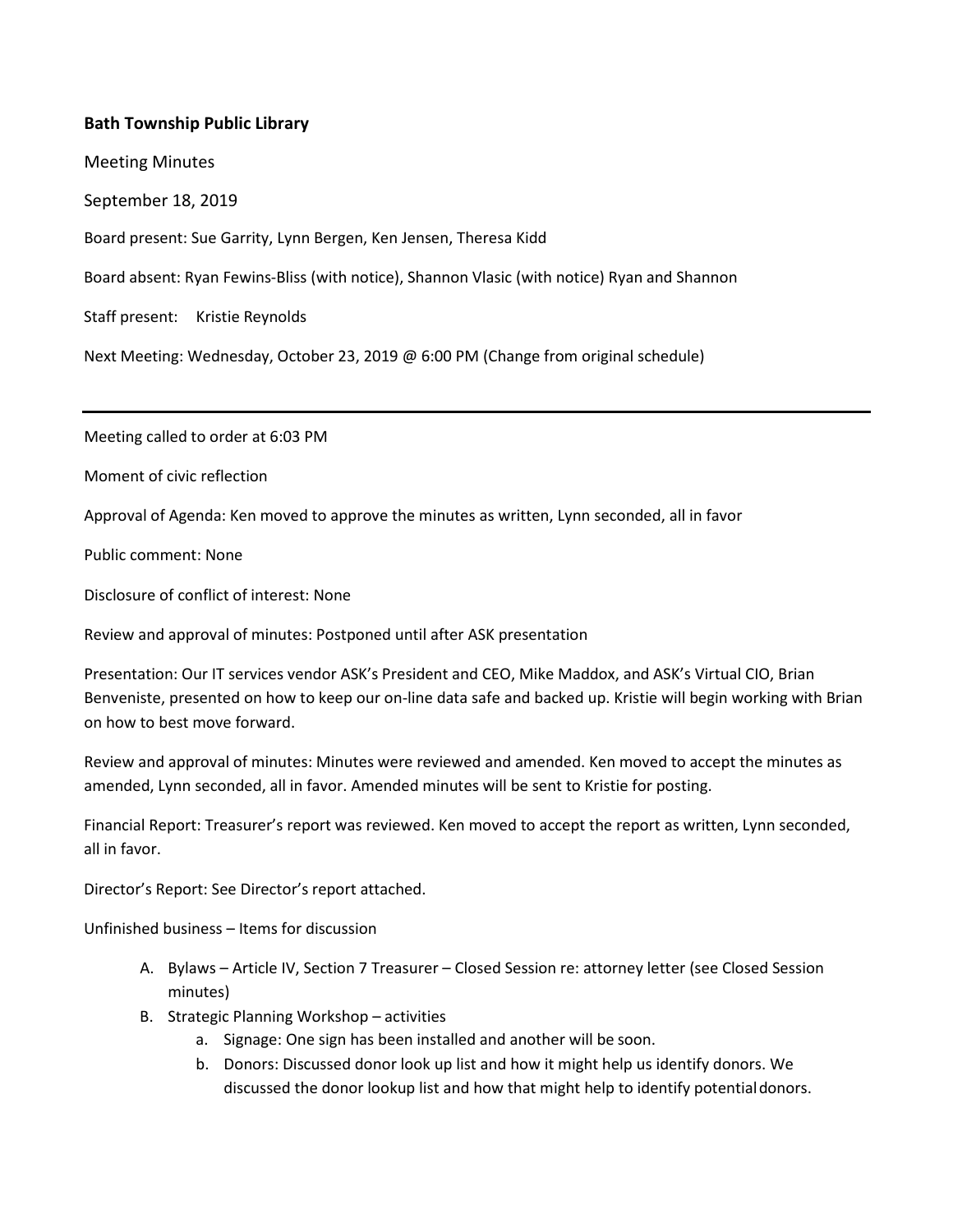**Bath Township Public Library**

Meeting Minutes

September 18, 2019

Board present: Sue Garrity, Lynn Bergen, Ken Jensen, Theresa Kidd

Board absent: Ryan Fewins-Bliss (with notice), Shannon Vlasic (with notice) Ryan and Shannon

Staff present: Kristie Reynolds

Next Meeting: Wednesday, October 23, 2019 @ 6:00 PM (Change from original schedule)

---

Meeting called to order at 6:03 PM

Moment of civic reflection

Approval of Agenda: Ken moved to approve the minutes as written, Lynn seconded, all in favor

Public comment: None

Disclosure of conflict of interest: None

Review and approval of minutes: Postponed until after ASK presentation

Presentation: Our IT services vendor ASK's President and CEO, Mike Maddox, and ASK's Virtual CIO, Brian Benveniste, presented on how to keep our on-line data safe and backed up. Kristie will begin working with Brian on how to best move forward.

Review and approval of minutes: Minutes were reviewed and amended. Ken moved to accept the minutes as amended, Lynn seconded, all in favor. Amended minutes will be sent to Kristie for posting.

Financial Report: Treasurer's report was reviewed. Ken moved to accept the report as written, Lynn seconded, all in favor.

Director's Report: See Director's report attached.

Unfinished business – Items for discussion

A. Bylaws – Article IV, Section 7 Treasurer – Closed Session re: attorney letter (see Closed Session minutes)
B. Strategic Planning Workshop – activities
    a. Signage: One sign has been installed and another will be soon.
    b. Donors: Discussed donor look up list and how it might help us identify donors. We discussed the donor lookup list and how that might help to identify potential donors.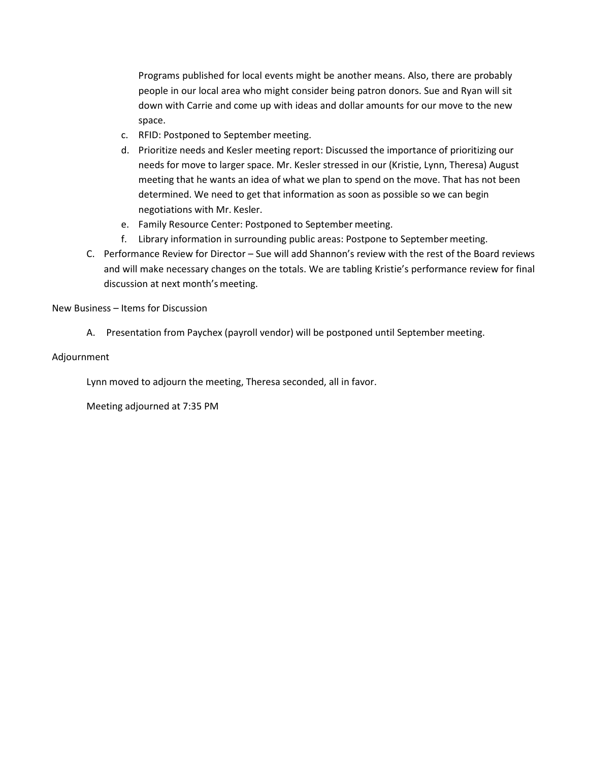Programs published for local events might be another means. Also, there are probably people in our local area who might consider being patron donors. Sue and Ryan will sit down with Carrie and come up with ideas and dollar amounts for our move to the new space.

c. RFID: Postponed to September meeting.

d. Prioritize needs and Kesler meeting report: Discussed the importance of prioritizing our needs for move to larger space. Mr. Kesler stressed in our (Kristie, Lynn, Theresa) August meeting that he wants an idea of what we plan to spend on the move. That has not been determined. We need to get that information as soon as possible so we can begin negotiations with Mr. Kesler.

e. Family Resource Center: Postponed to September meeting.

f. Library information in surrounding public areas: Postpone to September meeting.

C. Performance Review for Director – Sue will add Shannon's review with the rest of the Board reviews and will make necessary changes on the totals. We are tabling Kristie's performance review for final discussion at next month's meeting.

New Business – Items for Discussion

A. Presentation from Paychex (payroll vendor) will be postponed until September meeting.

Adjournment

Lynn moved to adjourn the meeting, Theresa seconded, all in favor.

Meeting adjourned at 7:35 PM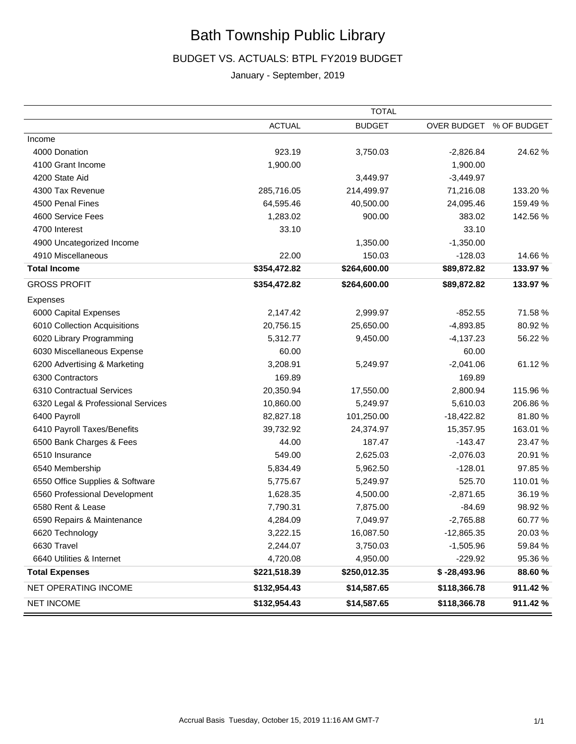# Bath Township Public Library

## BUDGET VS. ACTUALS: BTPL FY2019 BUDGET

January - September, 2019

| | TOTAL | | | |
|---|---|---|---|---|
| | ACTUAL | BUDGET | OVER BUDGET | % OF BUDGET |
| Income | | | | |
| 4000 Donation | 923.19 | 3,750.03 | -2,826.84 | 24.62 % |
| 4100 Grant Income | 1,900.00 | | 1,900.00 | |
| 4200 State Aid | | 3,449.97 | -3,449.97 | |
| 4300 Tax Revenue | 285,716.05 | 214,499.97 | 71,216.08 | 133.20 % |
| 4500 Penal Fines | 64,595.46 | 40,500.00 | 24,095.46 | 159.49 % |
| 4600 Service Fees | 1,283.02 | 900.00 | 383.02 | 142.56 % |
| 4700 Interest | 33.10 | | 33.10 | |
| 4900 Uncategorized Income | | 1,350.00 | -1,350.00 | |
| 4910 Miscellaneous | 22.00 | 150.03 | -128.03 | 14.66 % |
| **Total Income** | **$354,472.82** | **$264,600.00** | **$89,872.82** | **133.97 %** |
| GROSS PROFIT | **$354,472.82** | **$264,600.00** | **$89,872.82** | **133.97 %** |
| Expenses | | | | |
| 6000 Capital Expenses | 2,147.42 | 2,999.97 | -852.55 | 71.58 % |
| 6010 Collection Acquisitions | 20,756.15 | 25,650.00 | -4,893.85 | 80.92 % |
| 6020 Library Programming | 5,312.77 | 9,450.00 | -4,137.23 | 56.22 % |
| 6030 Miscellaneous Expense | 60.00 | | 60.00 | |
| 6200 Advertising & Marketing | 3,208.91 | 5,249.97 | -2,041.06 | 61.12 % |
| 6300 Contractors | 169.89 | | 169.89 | |
| 6310 Contractual Services | 20,350.94 | 17,550.00 | 2,800.94 | 115.96 % |
| 6320 Legal & Professional Services | 10,860.00 | 5,249.97 | 5,610.03 | 206.86 % |
| 6400 Payroll | 82,827.18 | 101,250.00 | -18,422.82 | 81.80 % |
| 6410 Payroll Taxes/Benefits | 39,732.92 | 24,374.97 | 15,357.95 | 163.01 % |
| 6500 Bank Charges & Fees | 44.00 | 187.47 | -143.47 | 23.47 % |
| 6510 Insurance | 549.00 | 2,625.03 | -2,076.03 | 20.91 % |
| 6540 Membership | 5,834.49 | 5,962.50 | -128.01 | 97.85 % |
| 6550 Office Supplies & Software | 5,775.67 | 5,249.97 | 525.70 | 110.01 % |
| 6560 Professional Development | 1,628.35 | 4,500.00 | -2,871.65 | 36.19 % |
| 6580 Rent & Lease | 7,790.31 | 7,875.00 | -84.69 | 98.92 % |
| 6590 Repairs & Maintenance | 4,284.09 | 7,049.97 | -2,765.88 | 60.77 % |
| 6620 Technology | 3,222.15 | 16,087.50 | -12,865.35 | 20.03 % |
| 6630 Travel | 2,244.07 | 3,750.03 | -1,505.96 | 59.84 % |
| 6640 Utilities & Internet | 4,720.08 | 4,950.00 | -229.92 | 95.36 % |
| **Total Expenses** | **$221,518.39** | **$250,012.35** | **$ -28,493.96** | **88.60 %** |
| NET OPERATING INCOME | **$132,954.43** | **$14,587.65** | **$118,366.78** | **911.42 %** |
| NET INCOME | **$132,954.43** | **$14,587.65** | **$118,366.78** | **911.42 %** |

Accrual Basis Tuesday, October 15, 2019 11:16 AM GMT-7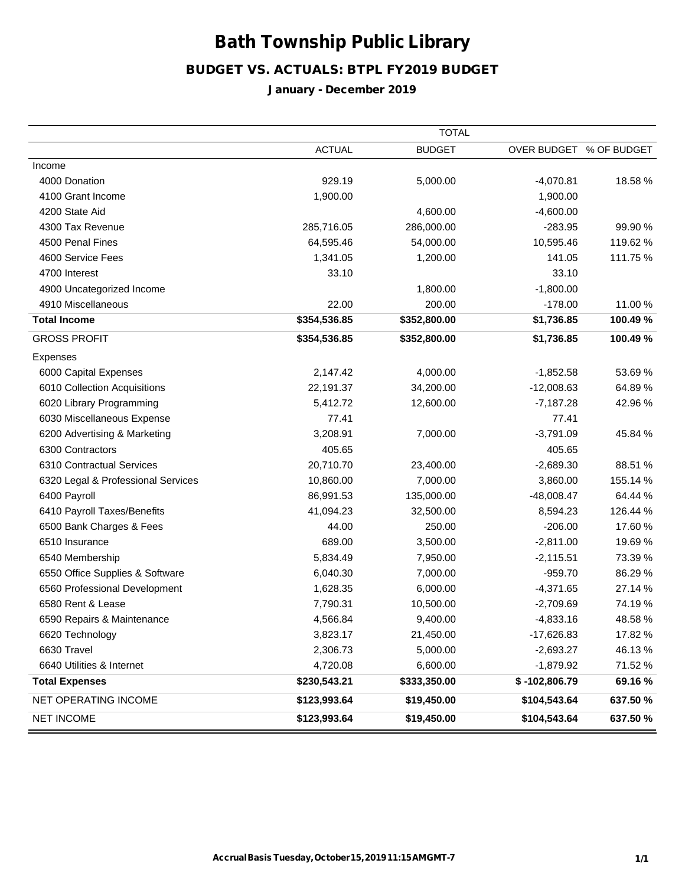# Bath Township Public Library

## BUDGET VS. ACTUALS: BTPL FY2019 BUDGET

### January - December 2019

| | TOTAL | | | |
|---|---|---|---|---|
| | ACTUAL | BUDGET | OVER BUDGET | % OF BUDGET |
| Income | | | | |
| 4000 Donation | 929.19 | 5,000.00 | -4,070.81 | 18.58 % |
| 4100 Grant Income | 1,900.00 | | 1,900.00 | |
| 4200 State Aid | | 4,600.00 | -4,600.00 | |
| 4300 Tax Revenue | 285,716.05 | 286,000.00 | -283.95 | 99.90 % |
| 4500 Penal Fines | 64,595.46 | 54,000.00 | 10,595.46 | 119.62 % |
| 4600 Service Fees | 1,341.05 | 1,200.00 | 141.05 | 111.75 % |
| 4700 Interest | 33.10 | | 33.10 | |
| 4900 Uncategorized Income | | 1,800.00 | -1,800.00 | |
| 4910 Miscellaneous | 22.00 | 200.00 | -178.00 | 11.00 % |
| **Total Income** | **$354,536.85** | **$352,800.00** | **$1,736.85** | **100.49 %** |
| GROSS PROFIT | **$354,536.85** | **$352,800.00** | **$1,736.85** | **100.49 %** |
| Expenses | | | | |
| 6000 Capital Expenses | 2,147.42 | 4,000.00 | -1,852.58 | 53.69 % |
| 6010 Collection Acquisitions | 22,191.37 | 34,200.00 | -12,008.63 | 64.89 % |
| 6020 Library Programming | 5,412.72 | 12,600.00 | -7,187.28 | 42.96 % |
| 6030 Miscellaneous Expense | 77.41 | | 77.41 | |
| 6200 Advertising & Marketing | 3,208.91 | 7,000.00 | -3,791.09 | 45.84 % |
| 6300 Contractors | 405.65 | | 405.65 | |
| 6310 Contractual Services | 20,710.70 | 23,400.00 | -2,689.30 | 88.51 % |
| 6320 Legal & Professional Services | 10,860.00 | 7,000.00 | 3,860.00 | 155.14 % |
| 6400 Payroll | 86,991.53 | 135,000.00 | -48,008.47 | 64.44 % |
| 6410 Payroll Taxes/Benefits | 41,094.23 | 32,500.00 | 8,594.23 | 126.44 % |
| 6500 Bank Charges & Fees | 44.00 | 250.00 | -206.00 | 17.60 % |
| 6510 Insurance | 689.00 | 3,500.00 | -2,811.00 | 19.69 % |
| 6540 Membership | 5,834.49 | 7,950.00 | -2,115.51 | 73.39 % |
| 6550 Office Supplies & Software | 6,040.30 | 7,000.00 | -959.70 | 86.29 % |
| 6560 Professional Development | 1,628.35 | 6,000.00 | -4,371.65 | 27.14 % |
| 6580 Rent & Lease | 7,790.31 | 10,500.00 | -2,709.69 | 74.19 % |
| 6590 Repairs & Maintenance | 4,566.84 | 9,400.00 | -4,833.16 | 48.58 % |
| 6620 Technology | 3,823.17 | 21,450.00 | -17,626.83 | 17.82 % |
| 6630 Travel | 2,306.73 | 5,000.00 | -2,693.27 | 46.13 % |
| 6640 Utilities & Internet | 4,720.08 | 6,600.00 | -1,879.92 | 71.52 % |
| **Total Expenses** | **$230,543.21** | **$333,350.00** | **$ -102,806.79** | **69.16 %** |
| NET OPERATING INCOME | **$123,993.64** | **$19,450.00** | **$104,543.64** | **637.50 %** |
| NET INCOME | **$123,993.64** | **$19,450.00** | **$104,543.64** | **637.50 %** |

Accrual Basis Tuesday, October 15, 2019 11:15 AM GMT-7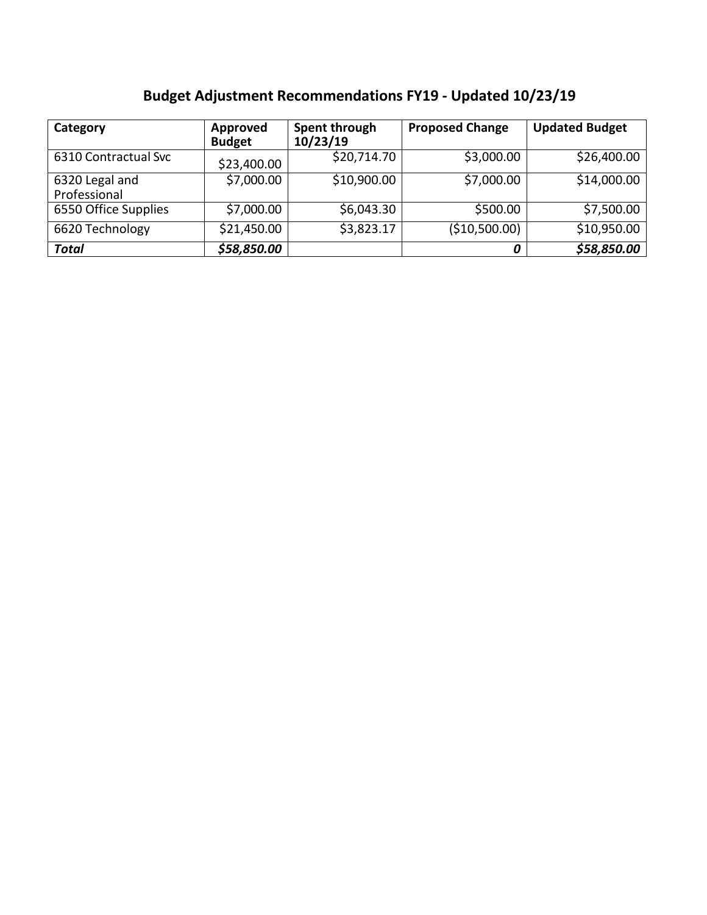# Budget Adjustment Recommendations FY19 - Updated 10/23/19

| Category | Approved Budget | Spent through 10/23/19 | Proposed Change | Updated Budget |
|---|---|---|---|---|
| 6310 Contractual Svc | $23,400.00 | $20,714.70 | $3,000.00 | $26,400.00 |
| 6320 Legal and Professional | $7,000.00 | $10,900.00 | $7,000.00 | $14,000.00 |
| 6550 Office Supplies | $7,000.00 | $6,043.30 | $500.00 | $7,500.00 |
| 6620 Technology | $21,450.00 | $3,823.17 | ($10,500.00) | $10,950.00 |
| ***Total*** | ***$58,850.00*** | | ***0*** | ***$58,850.00*** |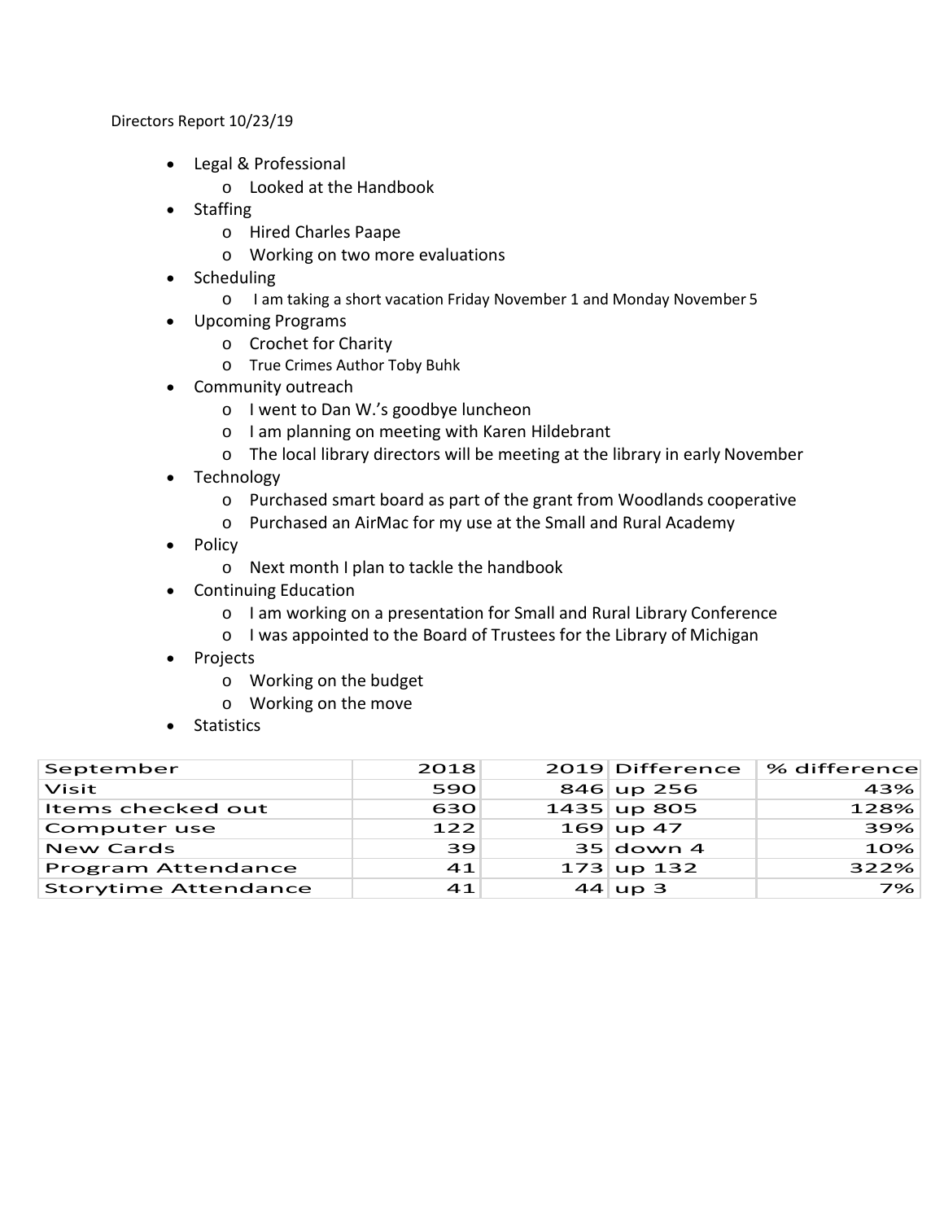Directors Report 10/23/19

- Legal & Professional
  - Looked at the Handbook
- Staffing
  - Hired Charles Paape
  - Working on two more evaluations
- Scheduling
  - I am taking a short vacation Friday November 1 and Monday November 5
- Upcoming Programs
  - Crochet for Charity
  - True Crimes Author Toby Buhk
- Community outreach
  - I went to Dan W.'s goodbye luncheon
  - I am planning on meeting with Karen Hildebrant
  - The local library directors will be meeting at the library in early November
- Technology
  - Purchased smart board as part of the grant from Woodlands cooperative
  - Purchased an AirMac for my use at the Small and Rural Academy
- Policy
  - Next month I plan to tackle the handbook
- Continuing Education
  - I am working on a presentation for Small and Rural Library Conference
  - I was appointed to the Board of Trustees for the Library of Michigan
- Projects
  - Working on the budget
  - Working on the move
- Statistics

| September | 2018 | 2019 | Difference | % difference |
|---|---|---|---|---|
| Visit | 590 | 846 | up 256 | 43% |
| Items checked out | 630 | 1435 | up 805 | 128% |
| Computer use | 122 | 169 | up 47 | 39% |
| New Cards | 39 | 35 | down 4 | 10% |
| Program Attendance | 41 | 173 | up 132 | 322% |
| Storytime Attendance | 41 | 44 | up 3 | 7% |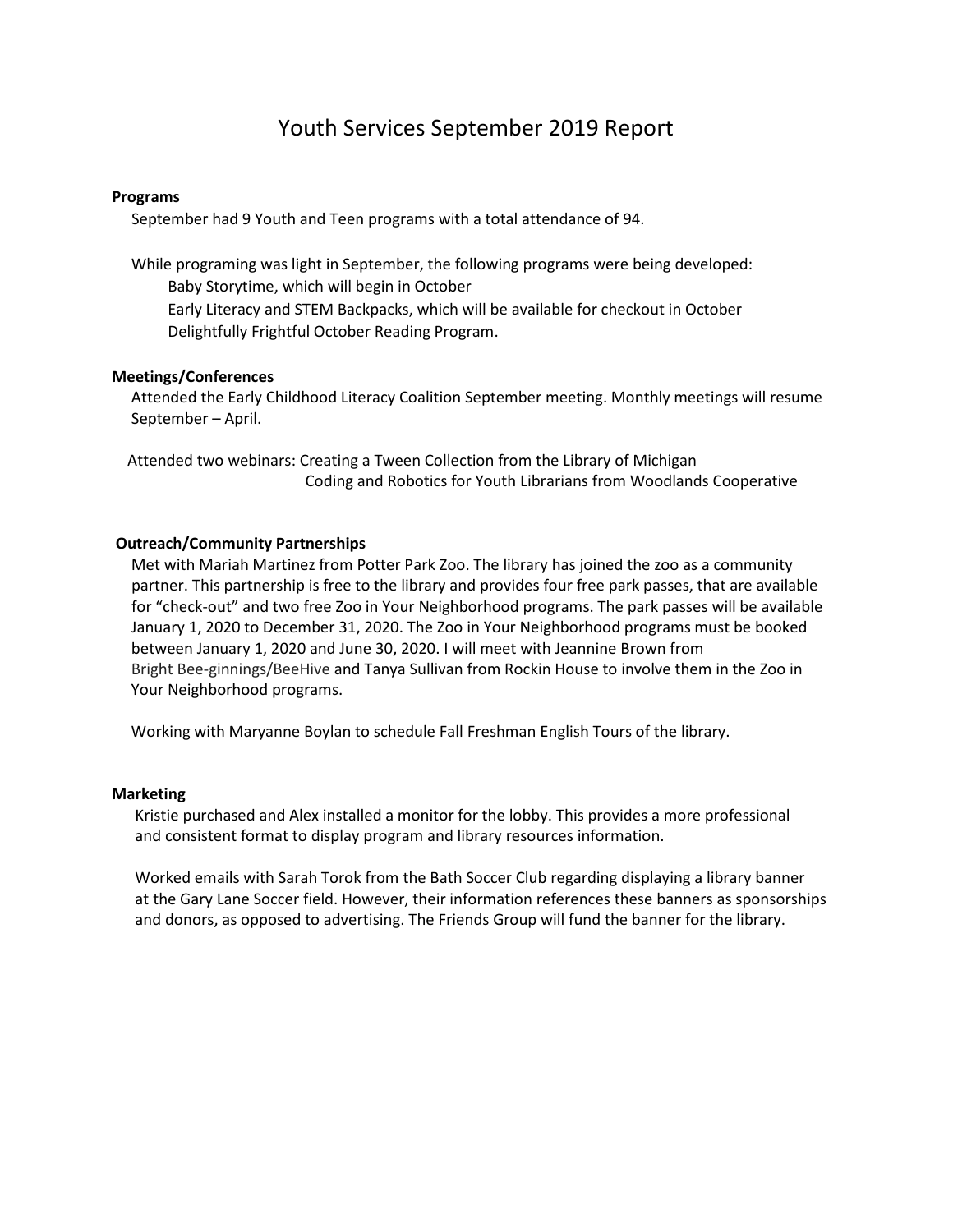# Youth Services September 2019 Report

**Programs**

September had 9 Youth and Teen programs with a total attendance of 94.

While programing was light in September, the following programs were being developed:

- Baby Storytime, which will begin in October
- Early Literacy and STEM Backpacks, which will be available for checkout in October
- Delightfully Frightful October Reading Program.

**Meetings/Conferences**

Attended the Early Childhood Literacy Coalition September meeting. Monthly meetings will resume September – April.

Attended two webinars: Creating a Tween Collection from the Library of Michigan
Coding and Robotics for Youth Librarians from Woodlands Cooperative

**Outreach/Community Partnerships**

Met with Mariah Martinez from Potter Park Zoo. The library has joined the zoo as a community partner. This partnership is free to the library and provides four free park passes, that are available for "check-out" and two free Zoo in Your Neighborhood programs. The park passes will be available January 1, 2020 to December 31, 2020. The Zoo in Your Neighborhood programs must be booked between January 1, 2020 and June 30, 2020. I will meet with Jeannine Brown from Bright Bee-ginnings/BeeHive and Tanya Sullivan from Rockin House to involve them in the Zoo in Your Neighborhood programs.

Working with Maryanne Boylan to schedule Fall Freshman English Tours of the library.

**Marketing**

Kristie purchased and Alex installed a monitor for the lobby. This provides a more professional and consistent format to display program and library resources information.

Worked emails with Sarah Torok from the Bath Soccer Club regarding displaying a library banner at the Gary Lane Soccer field. However, their information references these banners as sponsorships and donors, as opposed to advertising. The Friends Group will fund the banner for the library.